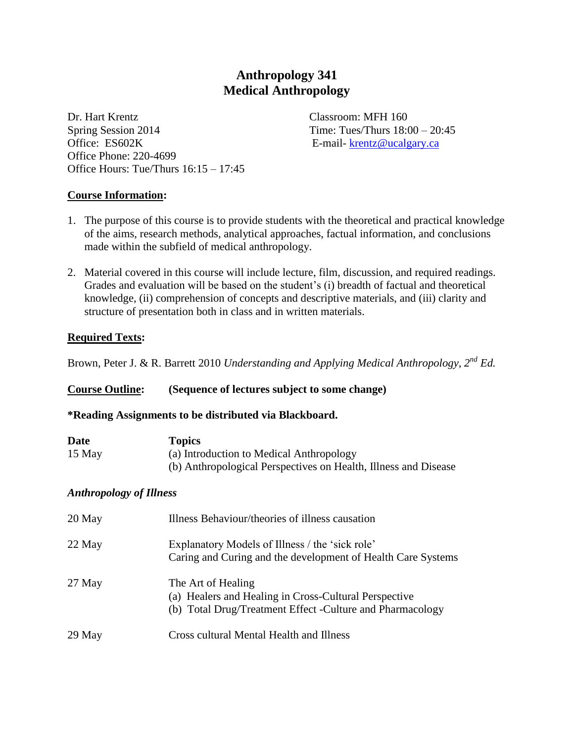# Anthropology 341
# Medical Anthropology

Dr. Hart Krentz
Spring Session 2014
Office: ES602K
Office Phone: 220-4699
Office Hours: Tue/Thurs 16:15 – 17:45

Classroom: MFH 160
Time: Tues/Thurs 18:00 – 20:45
E-mail- krentz@ucalgary.ca

## Course Information:

1. The purpose of this course is to provide students with the theoretical and practical knowledge of the aims, research methods, analytical approaches, factual information, and conclusions made within the subfield of medical anthropology.

2. Material covered in this course will include lecture, film, discussion, and required readings. Grades and evaluation will be based on the student's (i) breadth of factual and theoretical knowledge, (ii) comprehension of concepts and descriptive materials, and (iii) clarity and structure of presentation both in class and in written materials.

## Required Texts:

Brown, Peter J. & R. Barrett 2010 *Understanding and Applying Medical Anthropology, 2nd Ed.*

## Course Outline: (Sequence of lectures subject to some change)

**\*Reading Assignments to be distributed via Blackboard.**

| Date | Topics |
|---|---|
| 15 May | (a) Introduction to Medical Anthropology<br>(b) Anthropological Perspectives on Health, Illness and Disease |

### *Anthropology of Illness*

| | |
|---|---|
| 20 May | Illness Behaviour/theories of illness causation |
| 22 May | Explanatory Models of Illness / the 'sick role'<br>Caring and Curing and the development of Health Care Systems |
| 27 May | The Art of Healing<br>(a) Healers and Healing in Cross-Cultural Perspective<br>(b) Total Drug/Treatment Effect -Culture and Pharmacology |
| 29 May | Cross cultural Mental Health and Illness |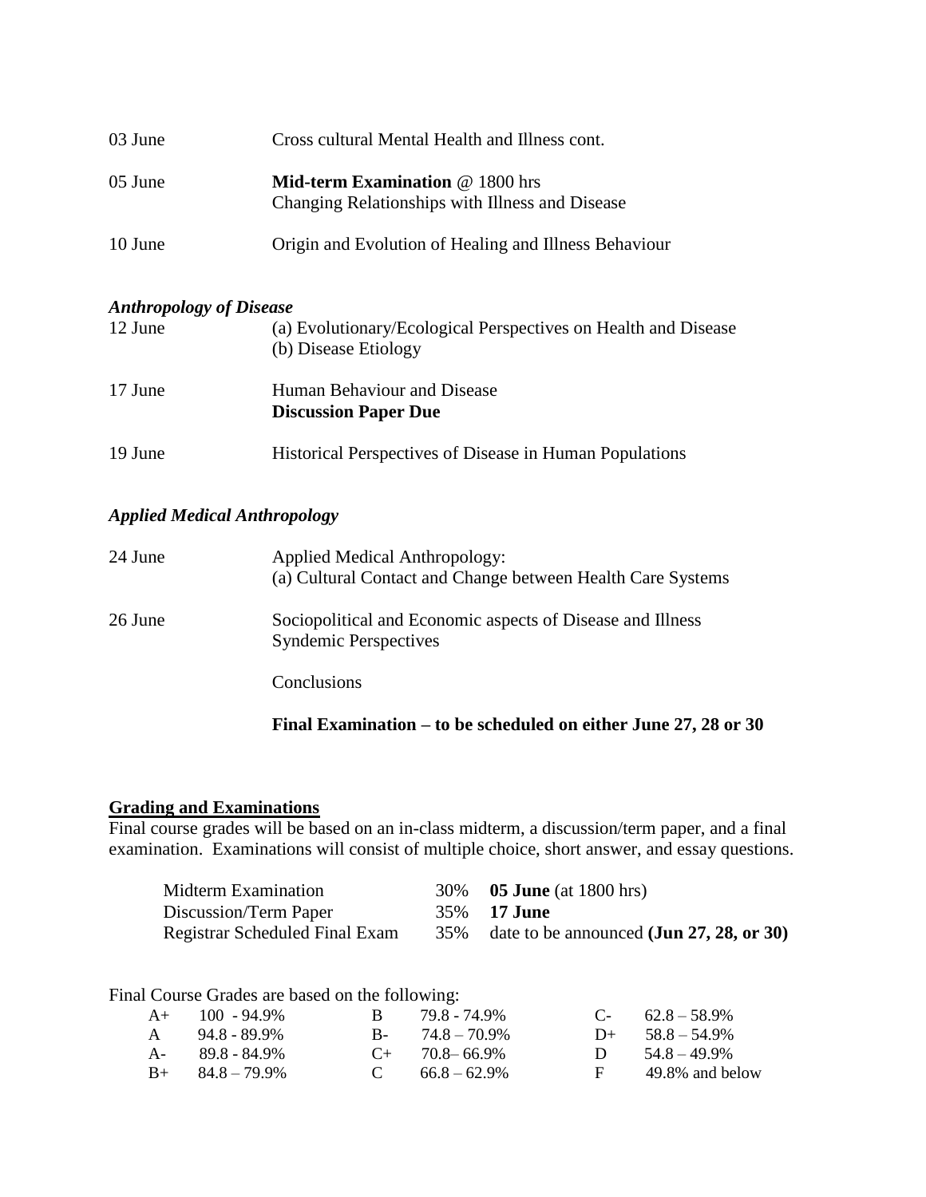03 June Cross cultural Mental Health and Illness cont.

05 June **Mid-term Examination** @ 1800 hrs
Changing Relationships with Illness and Disease

10 June Origin and Evolution of Healing and Illness Behaviour

***Anthropology of Disease***

12 June (a) Evolutionary/Ecological Perspectives on Health and Disease
(b) Disease Etiology

17 June Human Behaviour and Disease
**Discussion Paper Due**

19 June Historical Perspectives of Disease in Human Populations

***Applied Medical Anthropology***

24 June Applied Medical Anthropology:
(a) Cultural Contact and Change between Health Care Systems

26 June Sociopolitical and Economic aspects of Disease and Illness
Syndemic Perspectives

Conclusions

**Final Examination – to be scheduled on either June 27, 28 or 30**

## Grading and Examinations

Final course grades will be based on an in-class midterm, a discussion/term paper, and a final examination. Examinations will consist of multiple choice, short answer, and essay questions.

| | | |
|---|---|---|
| Midterm Examination | 30% | **05 June** (at 1800 hrs) |
| Discussion/Term Paper | 35% | **17 June** |
| Registrar Scheduled Final Exam | 35% | date to be announced **(Jun 27, 28, or 30)** |

Final Course Grades are based on the following:

| | | | | | |
|---|---|---|---|---|---|
| A+ | 100 - 94.9% | B | 79.8 - 74.9% | C- | 62.8 – 58.9% |
| A | 94.8 - 89.9% | B- | 74.8 – 70.9% | D+ | 58.8 – 54.9% |
| A- | 89.8 - 84.9% | C+ | 70.8– 66.9% | D | 54.8 – 49.9% |
| B+ | 84.8 – 79.9% | C | 66.8 – 62.9% | F | 49.8% and below |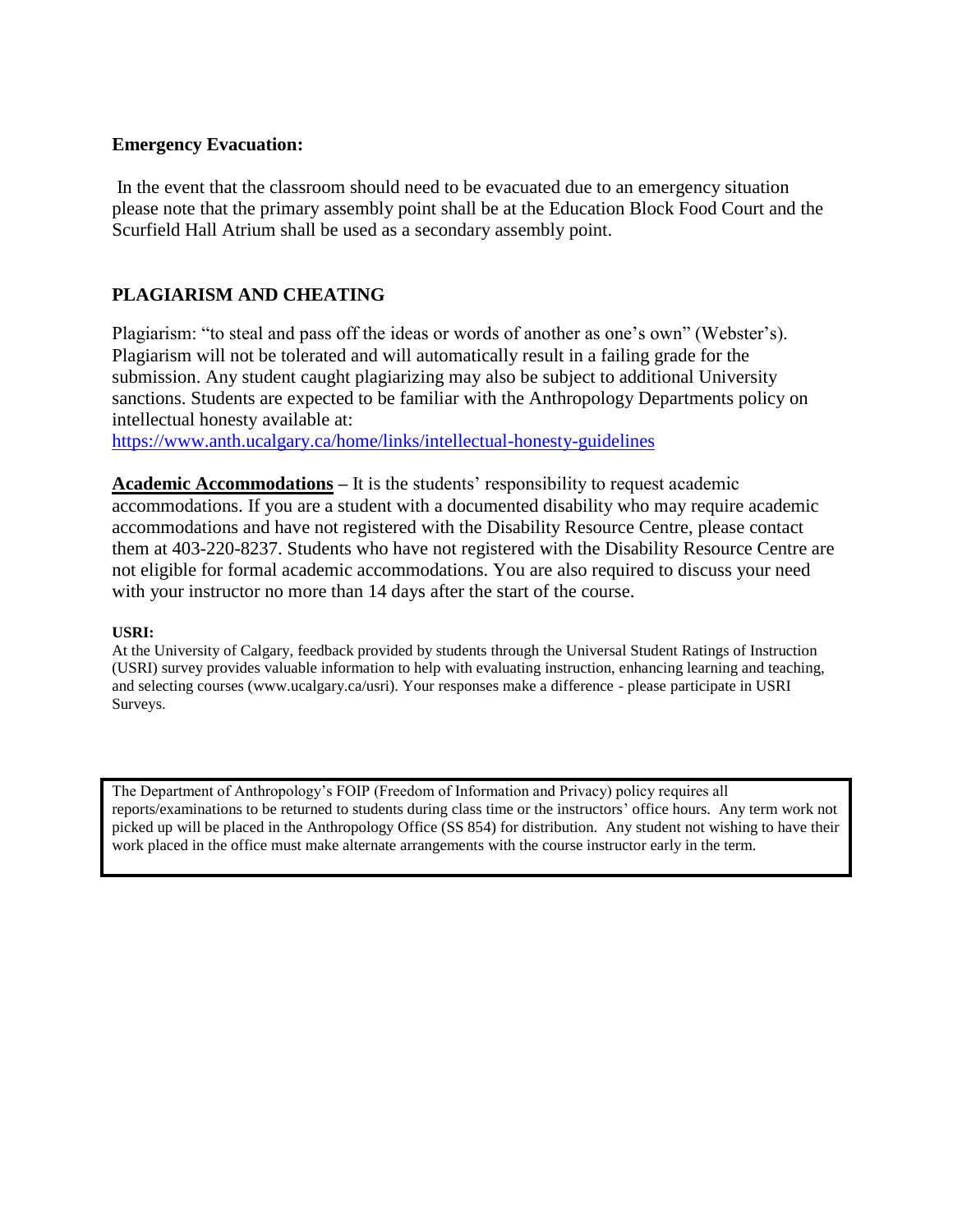**Emergency Evacuation:**

In the event that the classroom should need to be evacuated due to an emergency situation please note that the primary assembly point shall be at the Education Block Food Court and the Scurfield Hall Atrium shall be used as a secondary assembly point.

## PLAGIARISM AND CHEATING

Plagiarism: "to steal and pass off the ideas or words of another as one's own" (Webster's). Plagiarism will not be tolerated and will automatically result in a failing grade for the submission. Any student caught plagiarizing may also be subject to additional University sanctions. Students are expected to be familiar with the Anthropology Departments policy on intellectual honesty available at: https://www.anth.ucalgary.ca/home/links/intellectual-honesty-guidelines

**Academic Accommodations** – It is the students' responsibility to request academic accommodations. If you are a student with a documented disability who may require academic accommodations and have not registered with the Disability Resource Centre, please contact them at 403-220-8237. Students who have not registered with the Disability Resource Centre are not eligible for formal academic accommodations. You are also required to discuss your need with your instructor no more than 14 days after the start of the course.

**USRI:**

At the University of Calgary, feedback provided by students through the Universal Student Ratings of Instruction (USRI) survey provides valuable information to help with evaluating instruction, enhancing learning and teaching, and selecting courses (www.ucalgary.ca/usri). Your responses make a difference - please participate in USRI Surveys.

The Department of Anthropology's FOIP (Freedom of Information and Privacy) policy requires all reports/examinations to be returned to students during class time or the instructors' office hours. Any term work not picked up will be placed in the Anthropology Office (SS 854) for distribution. Any student not wishing to have their work placed in the office must make alternate arrangements with the course instructor early in the term.